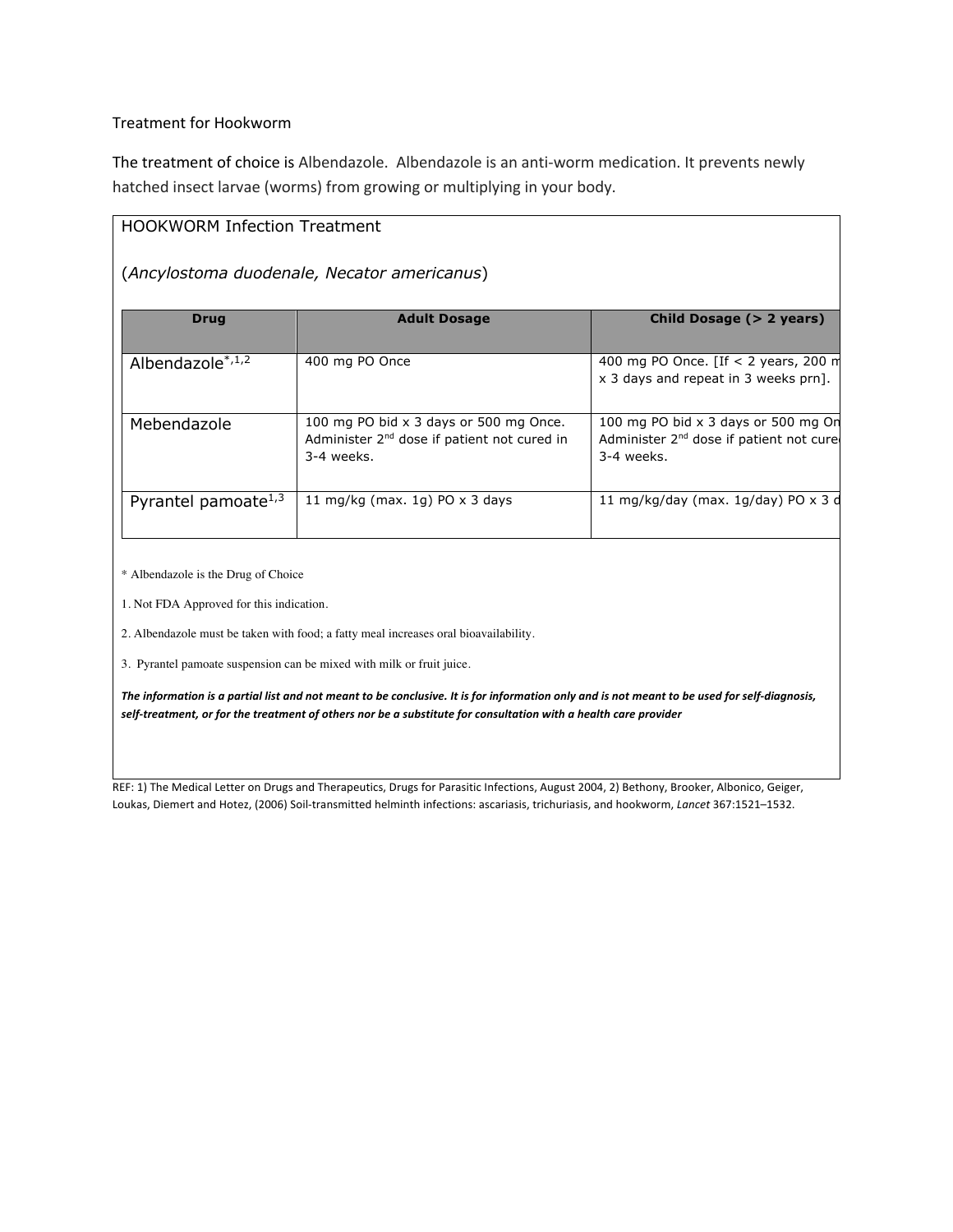Treatment for Hookworm

The treatment of choice is Albendazole. Albendazole is an anti-worm medication. It prevents newly hatched insect larvae (worms) from growing or multiplying in your body.

HOOKWORM Infection Treatment

(*Ancylostoma duodenale, Necator americanus*)

| Drug | Adult Dosage | Child Dosage (> 2 years) |
|---|---|---|
| Albendazole[*,1,2] | 400 mg PO Once | 400 mg PO Once. [If < 2 years, 200 m x 3 days and repeat in 3 weeks prn]. |
| Mebendazole | 100 mg PO bid x 3 days or 500 mg Once. Administer 2nd dose if patient not cured in 3-4 weeks. | 100 mg PO bid x 3 days or 500 mg On Administer 2nd dose if patient not cure 3-4 weeks. |
| Pyrantel pamoate[1,3] | 11 mg/kg (max. 1g) PO x 3 days | 11 mg/kg/day (max. 1g/day) PO x 3 d |

* Albendazole is the Drug of Choice

1. Not FDA Approved for this indication.

2. Albendazole must be taken with food; a fatty meal increases oral bioavailability.

3. Pyrantel pamoate suspension can be mixed with milk or fruit juice.

***The information is a partial list and not meant to be conclusive. It is for information only and is not meant to be used for self-diagnosis, self-treatment, or for the treatment of others nor be a substitute for consultation with a health care provider***

REF: 1) The Medical Letter on Drugs and Therapeutics, Drugs for Parasitic Infections, August 2004, 2) Bethony, Brooker, Albonico, Geiger, Loukas, Diemert and Hotez, (2006) Soil-transmitted helminth infections: ascariasis, trichuriasis, and hookworm, *Lancet* 367:1521–1532.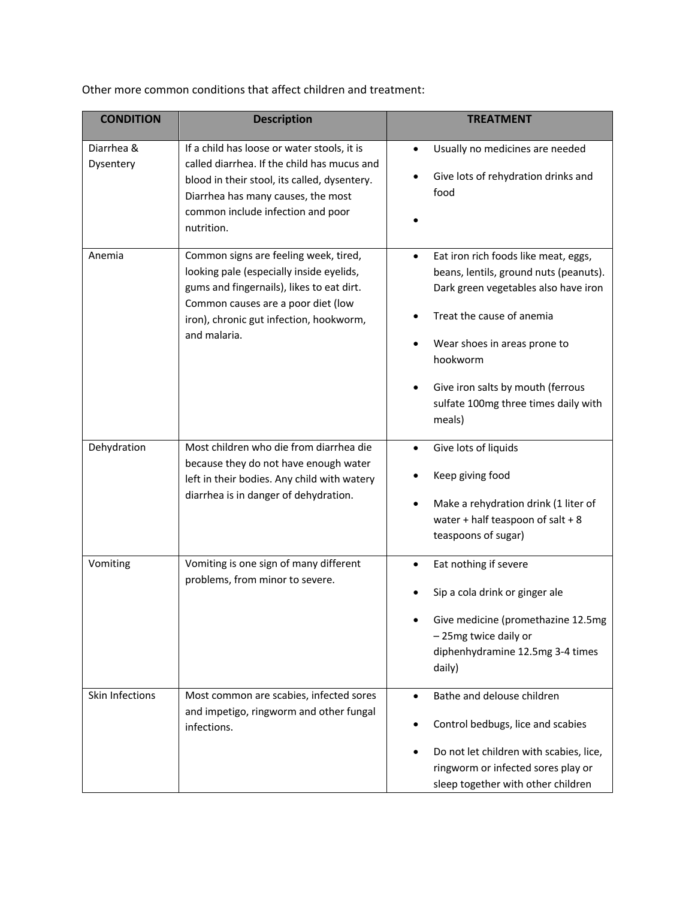Other more common conditions that affect children and treatment:

| CONDITION | Description | TREATMENT |
| --- | --- | --- |
| Diarrhea & Dysentery | If a child has loose or water stools, it is called diarrhea. If the child has mucus and blood in their stool, its called, dysentery. Diarrhea has many causes, the most common include infection and poor nutrition. | • Usually no medicines are needed<br>• Give lots of rehydration drinks and food<br>• |
| Anemia | Common signs are feeling week, tired, looking pale (especially inside eyelids, gums and fingernails), likes to eat dirt. Common causes are a poor diet (low iron), chronic gut infection, hookworm, and malaria. | • Eat iron rich foods like meat, eggs, beans, lentils, ground nuts (peanuts). Dark green vegetables also have iron<br>• Treat the cause of anemia<br>• Wear shoes in areas prone to hookworm<br>• Give iron salts by mouth (ferrous sulfate 100mg three times daily with meals) |
| Dehydration | Most children who die from diarrhea die because they do not have enough water left in their bodies. Any child with watery diarrhea is in danger of dehydration. | • Give lots of liquids<br>• Keep giving food<br>• Make a rehydration drink (1 liter of water + half teaspoon of salt + 8 teaspoons of sugar) |
| Vomiting | Vomiting is one sign of many different problems, from minor to severe. | • Eat nothing if severe<br>• Sip a cola drink or ginger ale<br>• Give medicine (promethazine 12.5mg – 25mg twice daily or diphenhydramine 12.5mg 3-4 times daily) |
| Skin Infections | Most common are scabies, infected sores and impetigo, ringworm and other fungal infections. | • Bathe and delouse children<br>• Control bedbugs, lice and scabies<br>• Do not let children with scabies, lice, ringworm or infected sores play or sleep together with other children |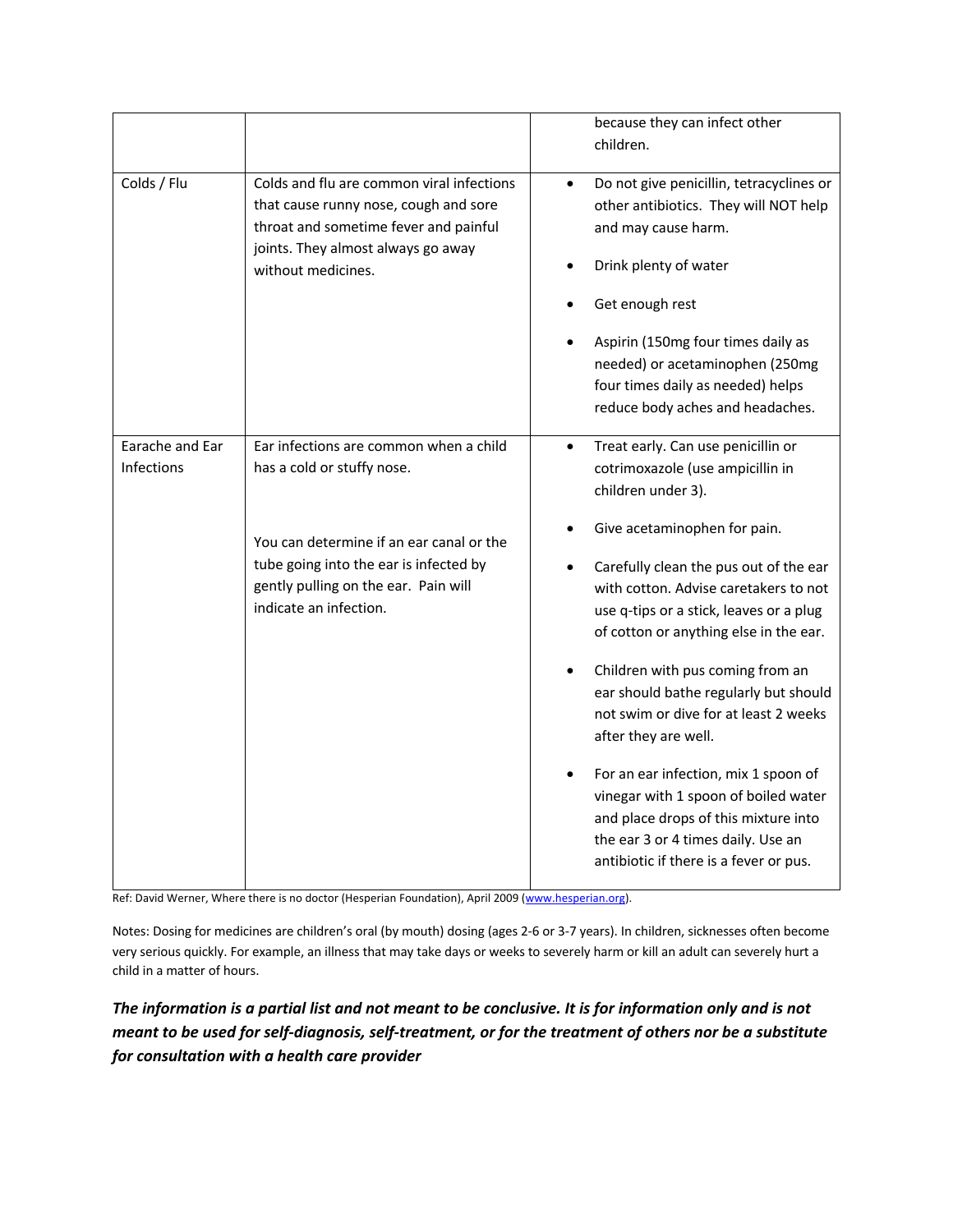| | | |
|---|---|---|
| | | because they can infect other children. |
| Colds / Flu | Colds and flu are common viral infections that cause runny nose, cough and sore throat and sometime fever and painful joints. They almost always go away without medicines. | • Do not give penicillin, tetracyclines or other antibiotics. They will NOT help and may cause harm.<br>• Drink plenty of water<br>• Get enough rest<br>• Aspirin (150mg four times daily as needed) or acetaminophen (250mg four times daily as needed) helps reduce body aches and headaches. |
| Earache and Ear Infections | Ear infections are common when a child has a cold or stuffy nose.<br><br>You can determine if an ear canal or the tube going into the ear is infected by gently pulling on the ear. Pain will indicate an infection. | • Treat early. Can use penicillin or cotrimoxazole (use ampicillin in children under 3).<br>• Give acetaminophen for pain.<br>• Carefully clean the pus out of the ear with cotton. Advise caretakers to not use q-tips or a stick, leaves or a plug of cotton or anything else in the ear.<br>• Children with pus coming from an ear should bathe regularly but should not swim or dive for at least 2 weeks after they are well.<br>• For an ear infection, mix 1 spoon of vinegar with 1 spoon of boiled water and place drops of this mixture into the ear 3 or 4 times daily. Use an antibiotic if there is a fever or pus. |

Ref: David Werner, Where there is no doctor (Hesperian Foundation), April 2009 (www.hesperian.org).

Notes: Dosing for medicines are children's oral (by mouth) dosing (ages 2-6 or 3-7 years). In children, sicknesses often become very serious quickly. For example, an illness that may take days or weeks to severely harm or kill an adult can severely hurt a child in a matter of hours.

***The information is a partial list and not meant to be conclusive. It is for information only and is not meant to be used for self-diagnosis, self-treatment, or for the treatment of others nor be a substitute for consultation with a health care provider***